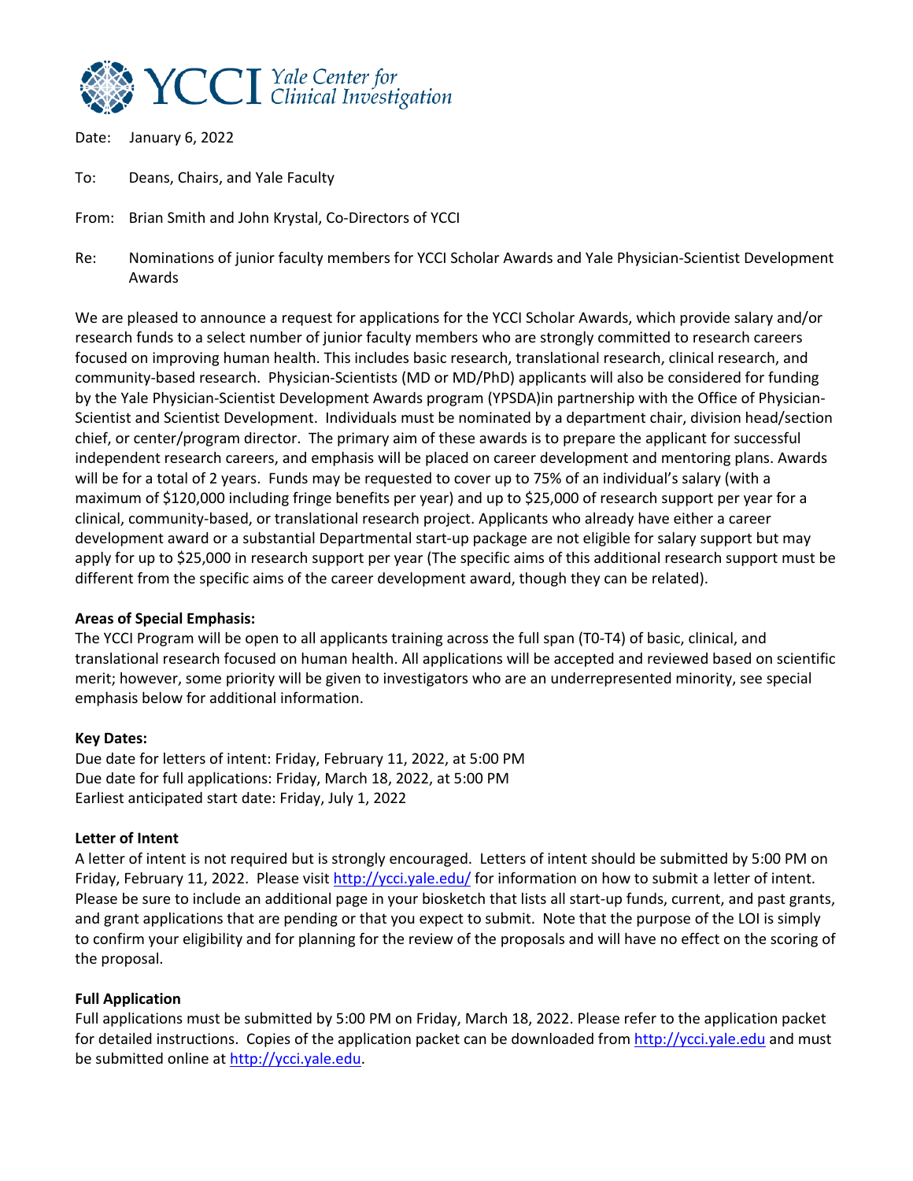YCCI Yale Center for Clinical Investigation

Date: January 6, 2022

To: Deans, Chairs, and Yale Faculty

From: Brian Smith and John Krystal, Co-Directors of YCCI

Re: Nominations of junior faculty members for YCCI Scholar Awards and Yale Physician-Scientist Development Awards

We are pleased to announce a request for applications for the YCCI Scholar Awards, which provide salary and/or research funds to a select number of junior faculty members who are strongly committed to research careers focused on improving human health. This includes basic research, translational research, clinical research, and community-based research. Physician-Scientists (MD or MD/PhD) applicants will also be considered for funding by the Yale Physician-Scientist Development Awards program (YPSDA)in partnership with the Office of Physician-Scientist and Scientist Development. Individuals must be nominated by a department chair, division head/section chief, or center/program director. The primary aim of these awards is to prepare the applicant for successful independent research careers, and emphasis will be placed on career development and mentoring plans. Awards will be for a total of 2 years. Funds may be requested to cover up to 75% of an individual's salary (with a maximum of $120,000 including fringe benefits per year) and up to $25,000 of research support per year for a clinical, community-based, or translational research project. Applicants who already have either a career development award or a substantial Departmental start-up package are not eligible for salary support but may apply for up to $25,000 in research support per year (The specific aims of this additional research support must be different from the specific aims of the career development award, though they can be related).

**Areas of Special Emphasis:**
The YCCI Program will be open to all applicants training across the full span (T0-T4) of basic, clinical, and translational research focused on human health. All applications will be accepted and reviewed based on scientific merit; however, some priority will be given to investigators who are an underrepresented minority, see special emphasis below for additional information.

**Key Dates:**
Due date for letters of intent: Friday, February 11, 2022, at 5:00 PM
Due date for full applications: Friday, March 18, 2022, at 5:00 PM
Earliest anticipated start date: Friday, July 1, 2022

**Letter of Intent**
A letter of intent is not required but is strongly encouraged. Letters of intent should be submitted by 5:00 PM on Friday, February 11, 2022. Please visit http://ycci.yale.edu/ for information on how to submit a letter of intent. Please be sure to include an additional page in your biosketch that lists all start-up funds, current, and past grants, and grant applications that are pending or that you expect to submit. Note that the purpose of the LOI is simply to confirm your eligibility and for planning for the review of the proposals and will have no effect on the scoring of the proposal.

**Full Application**
Full applications must be submitted by 5:00 PM on Friday, March 18, 2022. Please refer to the application packet for detailed instructions. Copies of the application packet can be downloaded from http://ycci.yale.edu and must be submitted online at http://ycci.yale.edu.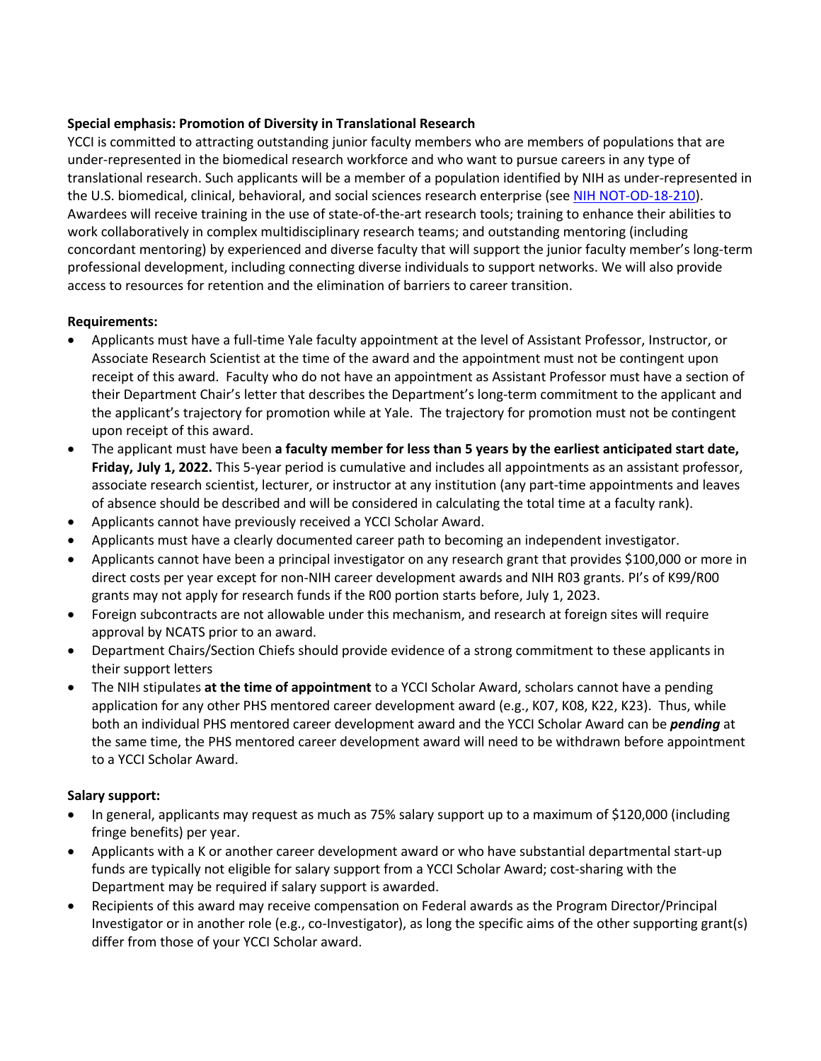**Special emphasis: Promotion of Diversity in Translational Research**

YCCI is committed to attracting outstanding junior faculty members who are members of populations that are under-represented in the biomedical research workforce and who want to pursue careers in any type of translational research. Such applicants will be a member of a population identified by NIH as under-represented in the U.S. biomedical, clinical, behavioral, and social sciences research enterprise (see [NIH NOT-OD-18-210](NIH NOT-OD-18-210)). Awardees will receive training in the use of state-of-the-art research tools; training to enhance their abilities to work collaboratively in complex multidisciplinary research teams; and outstanding mentoring (including concordant mentoring) by experienced and diverse faculty that will support the junior faculty member's long-term professional development, including connecting diverse individuals to support networks. We will also provide access to resources for retention and the elimination of barriers to career transition.

**Requirements:**

- Applicants must have a full-time Yale faculty appointment at the level of Assistant Professor, Instructor, or Associate Research Scientist at the time of the award and the appointment must not be contingent upon receipt of this award. Faculty who do not have an appointment as Assistant Professor must have a section of their Department Chair's letter that describes the Department's long-term commitment to the applicant and the applicant's trajectory for promotion while at Yale. The trajectory for promotion must not be contingent upon receipt of this award.
- The applicant must have been **a faculty member for less than 5 years by the earliest anticipated start date, Friday, July 1, 2022.** This 5-year period is cumulative and includes all appointments as an assistant professor, associate research scientist, lecturer, or instructor at any institution (any part-time appointments and leaves of absence should be described and will be considered in calculating the total time at a faculty rank).
- Applicants cannot have previously received a YCCI Scholar Award.
- Applicants must have a clearly documented career path to becoming an independent investigator.
- Applicants cannot have been a principal investigator on any research grant that provides $100,000 or more in direct costs per year except for non-NIH career development awards and NIH R03 grants. PI's of K99/R00 grants may not apply for research funds if the R00 portion starts before, July 1, 2023.
- Foreign subcontracts are not allowable under this mechanism, and research at foreign sites will require approval by NCATS prior to an award.
- Department Chairs/Section Chiefs should provide evidence of a strong commitment to these applicants in their support letters
- The NIH stipulates **at the time of appointment** to a YCCI Scholar Award, scholars cannot have a pending application for any other PHS mentored career development award (e.g., K07, K08, K22, K23). Thus, while both an individual PHS mentored career development award and the YCCI Scholar Award can be ***pending*** at the same time, the PHS mentored career development award will need to be withdrawn before appointment to a YCCI Scholar Award.

**Salary support:**

- In general, applicants may request as much as 75% salary support up to a maximum of $120,000 (including fringe benefits) per year.
- Applicants with a K or another career development award or who have substantial departmental start-up funds are typically not eligible for salary support from a YCCI Scholar Award; cost-sharing with the Department may be required if salary support is awarded.
- Recipients of this award may receive compensation on Federal awards as the Program Director/Principal Investigator or in another role (e.g., co-Investigator), as long the specific aims of the other supporting grant(s) differ from those of your YCCI Scholar award.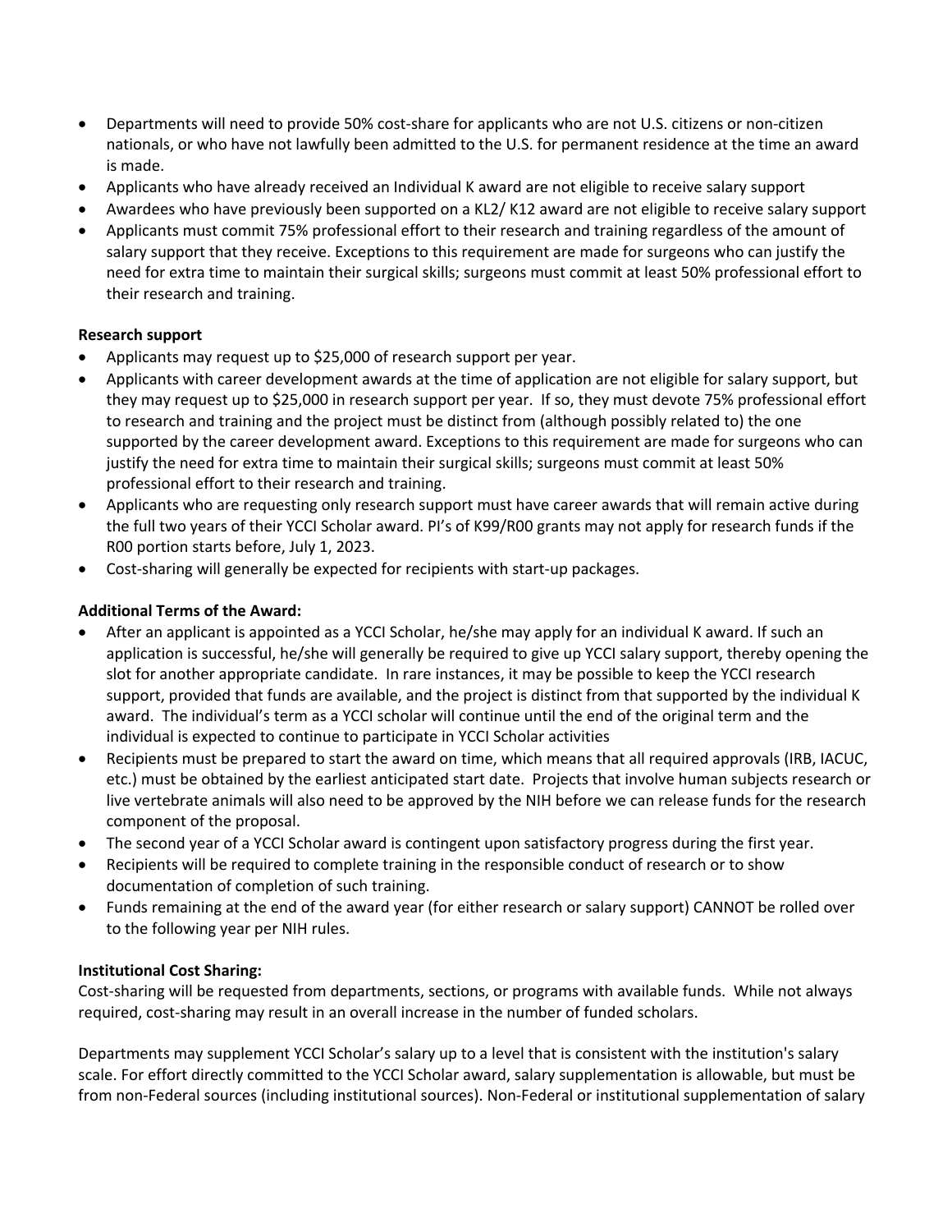- Departments will need to provide 50% cost-share for applicants who are not U.S. citizens or non-citizen nationals, or who have not lawfully been admitted to the U.S. for permanent residence at the time an award is made.
- Applicants who have already received an Individual K award are not eligible to receive salary support
- Awardees who have previously been supported on a KL2/ K12 award are not eligible to receive salary support
- Applicants must commit 75% professional effort to their research and training regardless of the amount of salary support that they receive. Exceptions to this requirement are made for surgeons who can justify the need for extra time to maintain their surgical skills; surgeons must commit at least 50% professional effort to their research and training.

**Research support**

- Applicants may request up to $25,000 of research support per year.
- Applicants with career development awards at the time of application are not eligible for salary support, but they may request up to $25,000 in research support per year. If so, they must devote 75% professional effort to research and training and the project must be distinct from (although possibly related to) the one supported by the career development award. Exceptions to this requirement are made for surgeons who can justify the need for extra time to maintain their surgical skills; surgeons must commit at least 50% professional effort to their research and training.
- Applicants who are requesting only research support must have career awards that will remain active during the full two years of their YCCI Scholar award. PI's of K99/R00 grants may not apply for research funds if the R00 portion starts before, July 1, 2023.
- Cost-sharing will generally be expected for recipients with start-up packages.

**Additional Terms of the Award:**

- After an applicant is appointed as a YCCI Scholar, he/she may apply for an individual K award. If such an application is successful, he/she will generally be required to give up YCCI salary support, thereby opening the slot for another appropriate candidate. In rare instances, it may be possible to keep the YCCI research support, provided that funds are available, and the project is distinct from that supported by the individual K award. The individual's term as a YCCI scholar will continue until the end of the original term and the individual is expected to continue to participate in YCCI Scholar activities
- Recipients must be prepared to start the award on time, which means that all required approvals (IRB, IACUC, etc.) must be obtained by the earliest anticipated start date. Projects that involve human subjects research or live vertebrate animals will also need to be approved by the NIH before we can release funds for the research component of the proposal.
- The second year of a YCCI Scholar award is contingent upon satisfactory progress during the first year.
- Recipients will be required to complete training in the responsible conduct of research or to show documentation of completion of such training.
- Funds remaining at the end of the award year (for either research or salary support) CANNOT be rolled over to the following year per NIH rules.

**Institutional Cost Sharing:**

Cost-sharing will be requested from departments, sections, or programs with available funds. While not always required, cost-sharing may result in an overall increase in the number of funded scholars.

Departments may supplement YCCI Scholar's salary up to a level that is consistent with the institution's salary scale. For effort directly committed to the YCCI Scholar award, salary supplementation is allowable, but must be from non-Federal sources (including institutional sources). Non-Federal or institutional supplementation of salary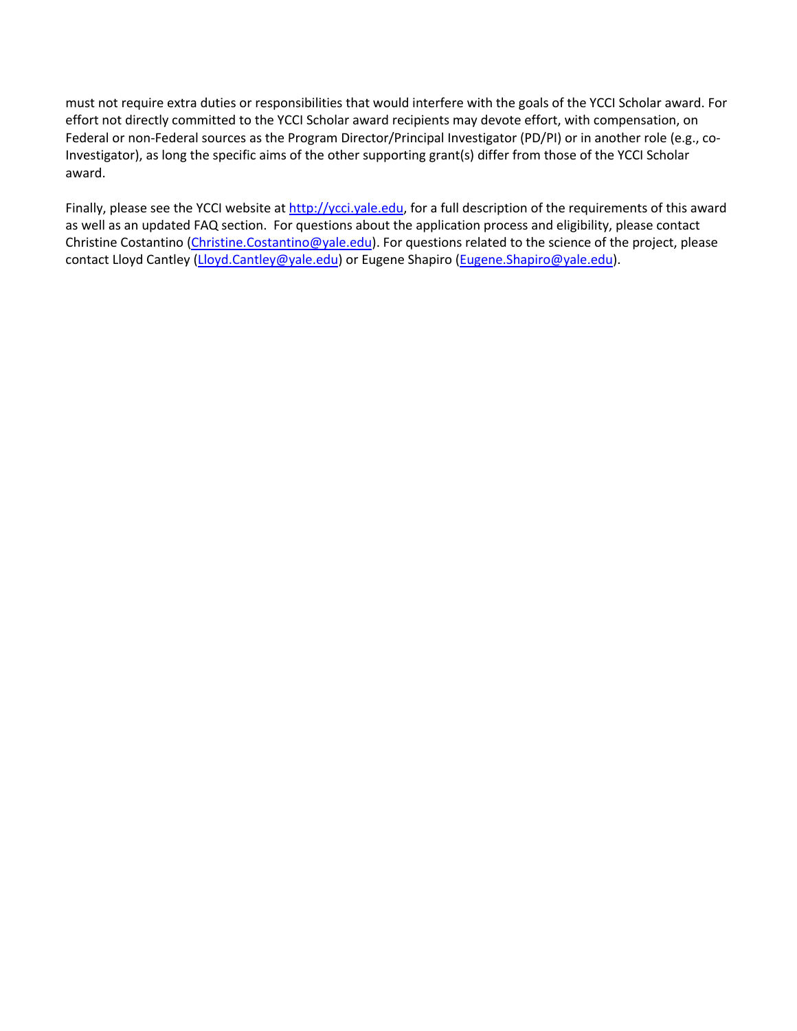must not require extra duties or responsibilities that would interfere with the goals of the YCCI Scholar award. For effort not directly committed to the YCCI Scholar award recipients may devote effort, with compensation, on Federal or non-Federal sources as the Program Director/Principal Investigator (PD/PI) or in another role (e.g., co-Investigator), as long the specific aims of the other supporting grant(s) differ from those of the YCCI Scholar award.

Finally, please see the YCCI website at [http://ycci.yale.edu](http://ycci.yale.edu), for a full description of the requirements of this award as well as an updated FAQ section. For questions about the application process and eligibility, please contact Christine Costantino ([Christine.Costantino@yale.edu](mailto:Christine.Costantino@yale.edu)). For questions related to the science of the project, please contact Lloyd Cantley ([Lloyd.Cantley@yale.edu](mailto:Lloyd.Cantley@yale.edu)) or Eugene Shapiro ([Eugene.Shapiro@yale.edu](mailto:Eugene.Shapiro@yale.edu)).